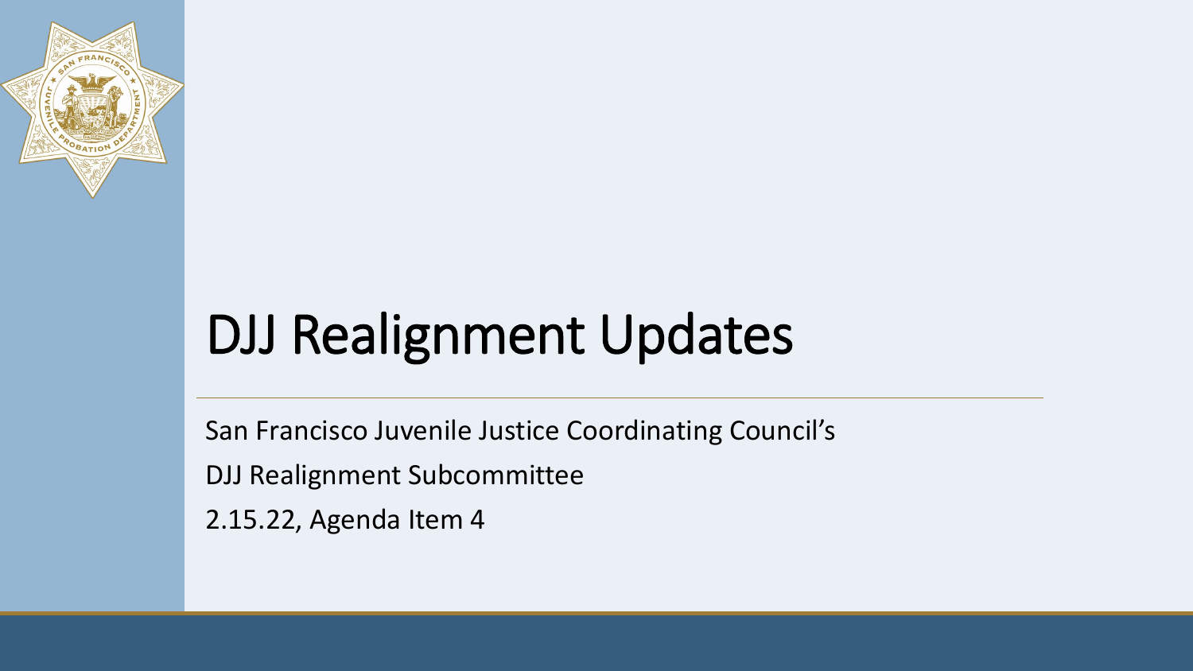# DJJ Realignment Updates

San Francisco Juvenile Justice Coordinating Council's

DJJ Realignment Subcommittee

2.15.22, Agenda Item 4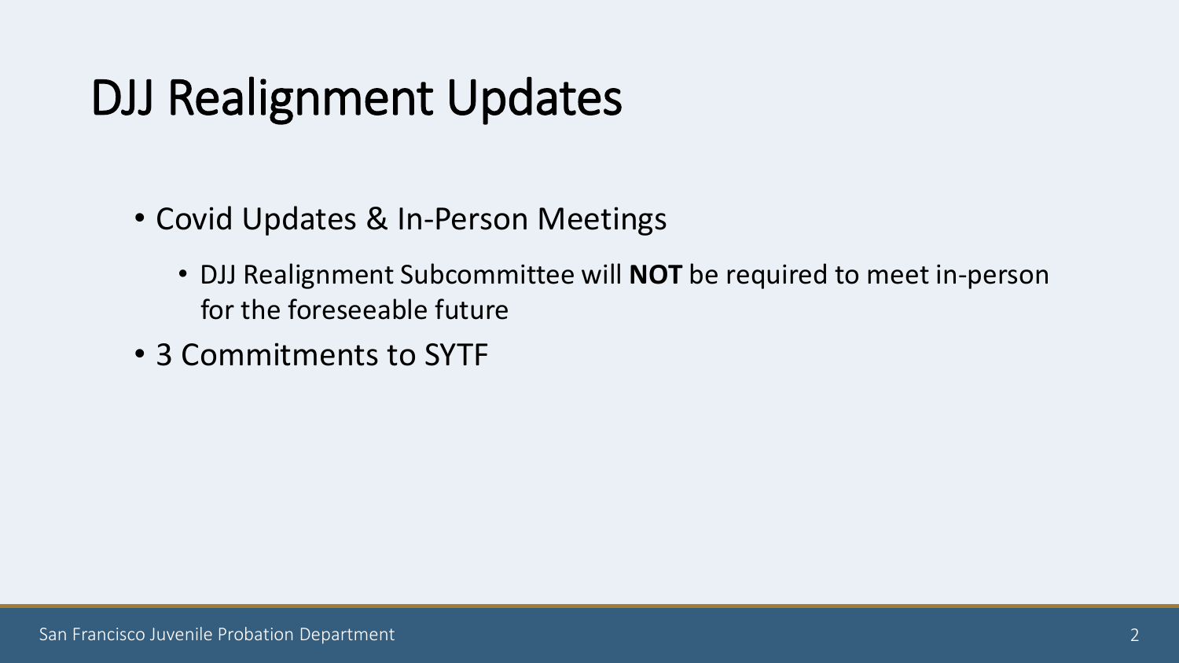# DJJ Realignment Updates

- Covid Updates & In-Person Meetings
  - DJJ Realignment Subcommittee will **NOT** be required to meet in-person for the foreseeable future
- 3 Commitments to SYTF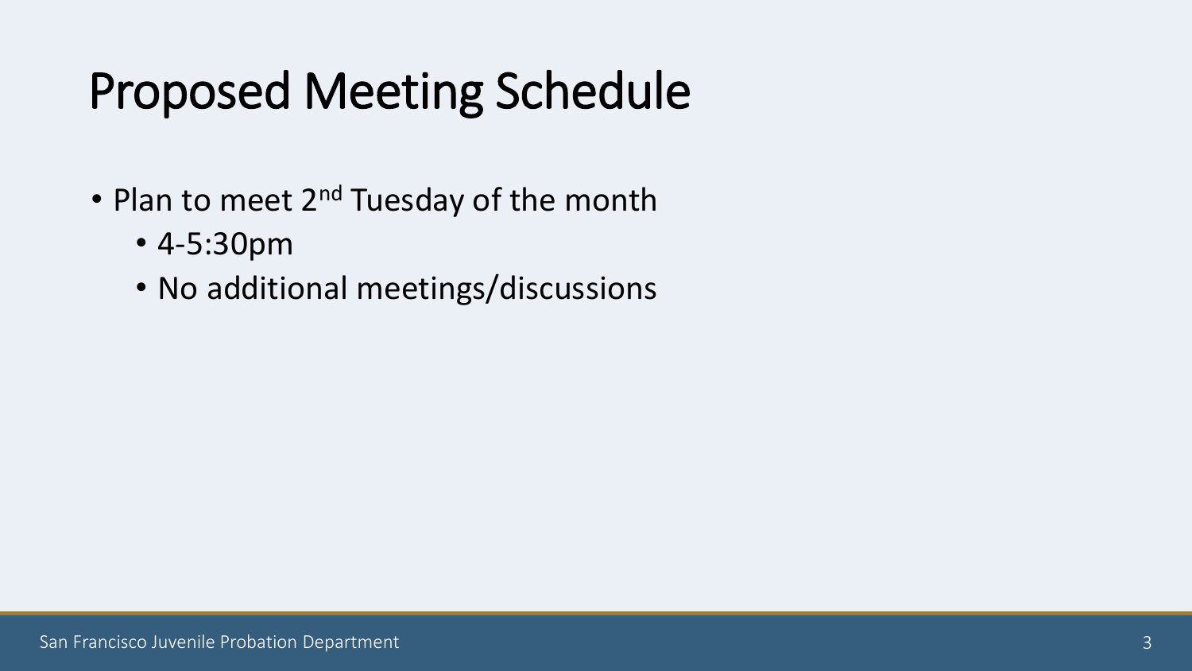# Proposed Meeting Schedule

- Plan to meet 2nd Tuesday of the month
  - 4-5:30pm
  - No additional meetings/discussions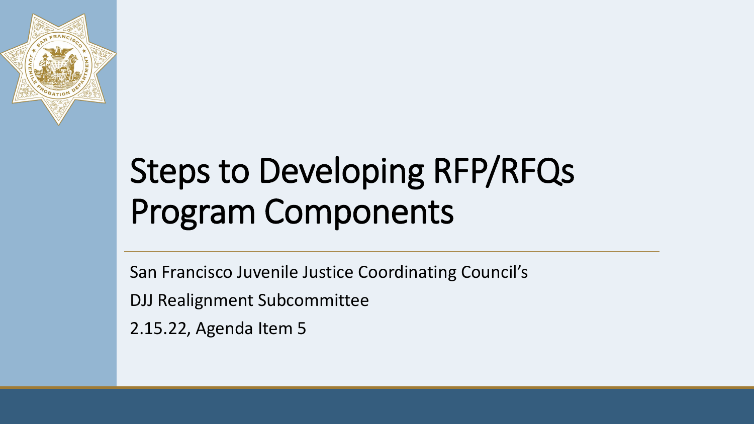# Steps to Developing RFP/RFQs Program Components

San Francisco Juvenile Justice Coordinating Council's

DJJ Realignment Subcommittee

2.15.22, Agenda Item 5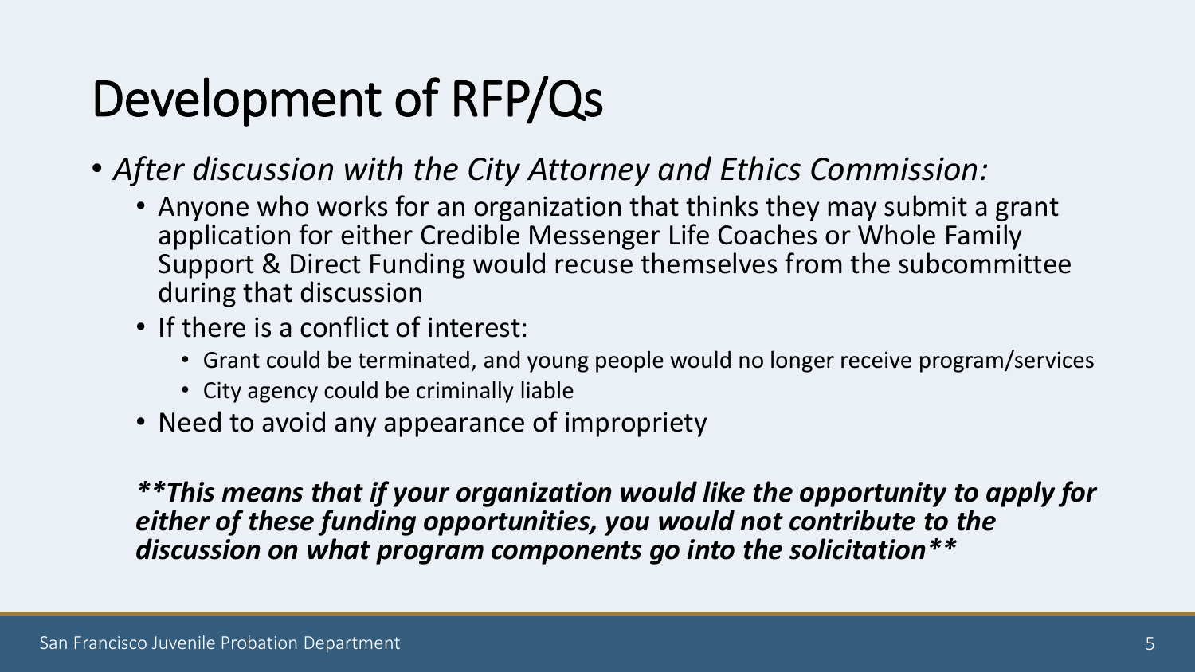# Development of RFP/Qs

- *After discussion with the City Attorney and Ethics Commission:*
  - Anyone who works for an organization that thinks they may submit a grant application for either Credible Messenger Life Coaches or Whole Family Support & Direct Funding would recuse themselves from the subcommittee during that discussion
  - If there is a conflict of interest:
    - Grant could be terminated, and young people would no longer receive program/services
    - City agency could be criminally liable
  - Need to avoid any appearance of impropriety

***\*\*This means that if your organization would like the opportunity to apply for either of these funding opportunities, you would not contribute to the discussion on what program components go into the solicitation\*\****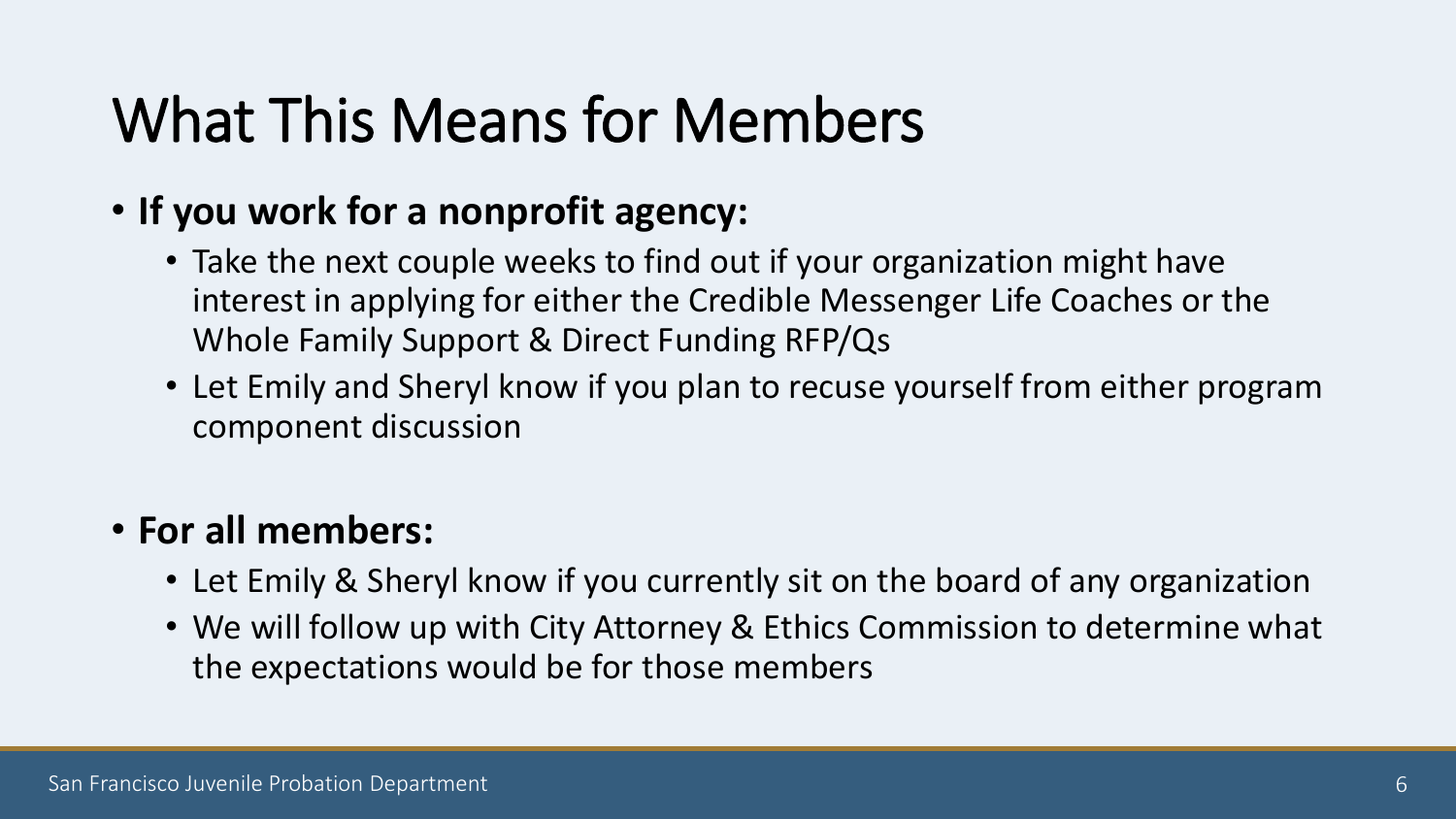# What This Means for Members

- **If you work for a nonprofit agency:**
  - Take the next couple weeks to find out if your organization might have interest in applying for either the Credible Messenger Life Coaches or the Whole Family Support & Direct Funding RFP/Qs
  - Let Emily and Sheryl know if you plan to recuse yourself from either program component discussion

- **For all members:**
  - Let Emily & Sheryl know if you currently sit on the board of any organization
  - We will follow up with City Attorney & Ethics Commission to determine what the expectations would be for those members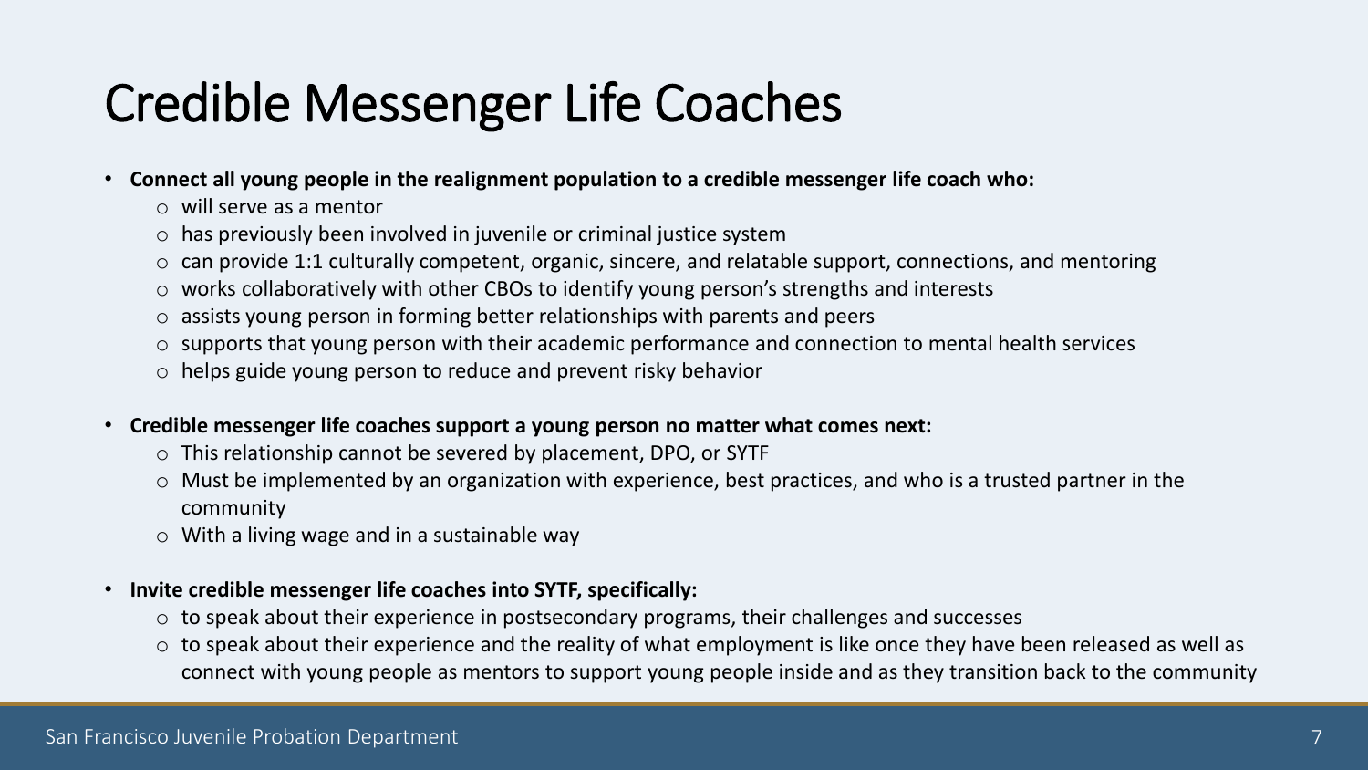# Credible Messenger Life Coaches

- **Connect all young people in the realignment population to a credible messenger life coach who:**
  - will serve as a mentor
  - has previously been involved in juvenile or criminal justice system
  - can provide 1:1 culturally competent, organic, sincere, and relatable support, connections, and mentoring
  - works collaboratively with other CBOs to identify young person's strengths and interests
  - assists young person in forming better relationships with parents and peers
  - supports that young person with their academic performance and connection to mental health services
  - helps guide young person to reduce and prevent risky behavior

- **Credible messenger life coaches support a young person no matter what comes next:**
  - This relationship cannot be severed by placement, DPO, or SYTF
  - Must be implemented by an organization with experience, best practices, and who is a trusted partner in the community
  - With a living wage and in a sustainable way

- **Invite credible messenger life coaches into SYTF, specifically:**
  - to speak about their experience in postsecondary programs, their challenges and successes
  - to speak about their experience and the reality of what employment is like once they have been released as well as connect with young people as mentors to support young people inside and as they transition back to the community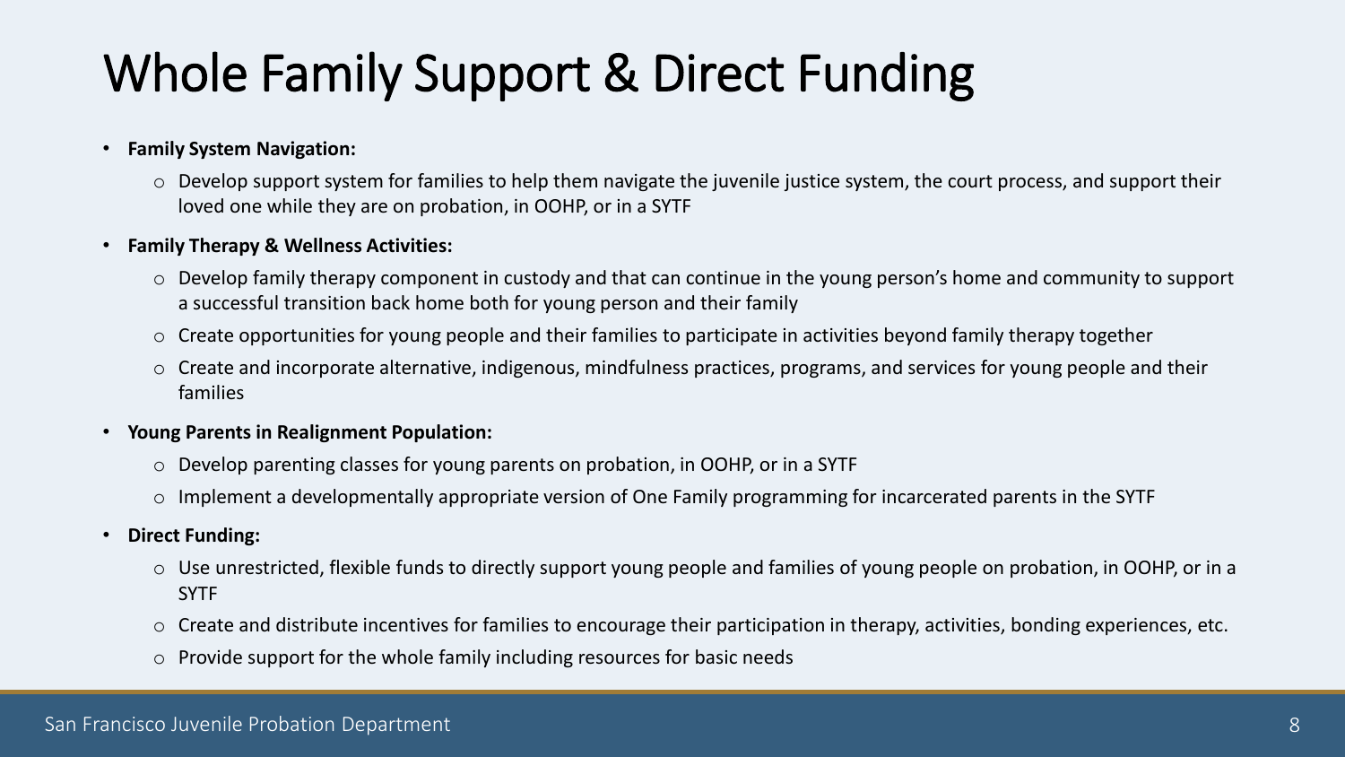# Whole Family Support & Direct Funding

- **Family System Navigation:**
  - Develop support system for families to help them navigate the juvenile justice system, the court process, and support their loved one while they are on probation, in OOHP, or in a SYTF
- **Family Therapy & Wellness Activities:**
  - Develop family therapy component in custody and that can continue in the young person's home and community to support a successful transition back home both for young person and their family
  - Create opportunities for young people and their families to participate in activities beyond family therapy together
  - Create and incorporate alternative, indigenous, mindfulness practices, programs, and services for young people and their families
- **Young Parents in Realignment Population:**
  - Develop parenting classes for young parents on probation, in OOHP, or in a SYTF
  - Implement a developmentally appropriate version of One Family programming for incarcerated parents in the SYTF
- **Direct Funding:**
  - Use unrestricted, flexible funds to directly support young people and families of young people on probation, in OOHP, or in a SYTF
  - Create and distribute incentives for families to encourage their participation in therapy, activities, bonding experiences, etc.
  - Provide support for the whole family including resources for basic needs